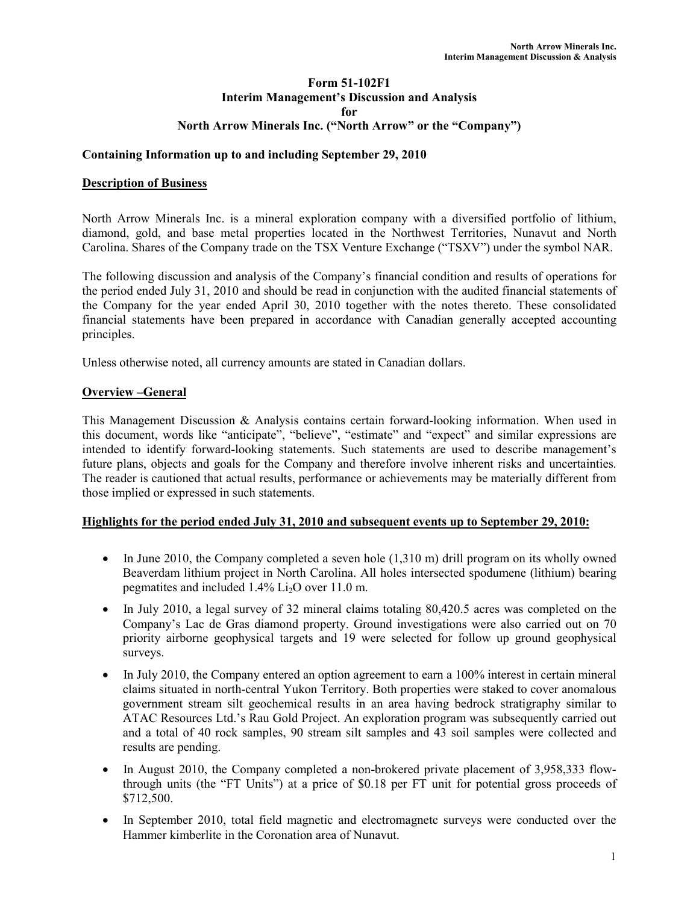# Form 51-102F1
## Interim Management's Discussion and Analysis
## for
## North Arrow Minerals Inc. ("North Arrow" or the "Company")

**Containing Information up to and including September 29, 2010**

**Description of Business**

North Arrow Minerals Inc. is a mineral exploration company with a diversified portfolio of lithium, diamond, gold, and base metal properties located in the Northwest Territories, Nunavut and North Carolina. Shares of the Company trade on the TSX Venture Exchange ("TSXV") under the symbol NAR.

The following discussion and analysis of the Company's financial condition and results of operations for the period ended July 31, 2010 and should be read in conjunction with the audited financial statements of the Company for the year ended April 30, 2010 together with the notes thereto. These consolidated financial statements have been prepared in accordance with Canadian generally accepted accounting principles.

Unless otherwise noted, all currency amounts are stated in Canadian dollars.

**Overview –General**

This Management Discussion & Analysis contains certain forward-looking information. When used in this document, words like "anticipate", "believe", "estimate" and "expect" and similar expressions are intended to identify forward-looking statements. Such statements are used to describe management's future plans, objects and goals for the Company and therefore involve inherent risks and uncertainties. The reader is cautioned that actual results, performance or achievements may be materially different from those implied or expressed in such statements.

**Highlights for the period ended July 31, 2010 and subsequent events up to September 29, 2010:**

- In June 2010, the Company completed a seven hole (1,310 m) drill program on its wholly owned Beaverdam lithium project in North Carolina. All holes intersected spodumene (lithium) bearing pegmatites and included 1.4% $Li_2O$ over 11.0 m.
- In July 2010, a legal survey of 32 mineral claims totaling 80,420.5 acres was completed on the Company's Lac de Gras diamond property. Ground investigations were also carried out on 70 priority airborne geophysical targets and 19 were selected for follow up ground geophysical surveys.
- In July 2010, the Company entered an option agreement to earn a 100% interest in certain mineral claims situated in north-central Yukon Territory. Both properties were staked to cover anomalous government stream silt geochemical results in an area having bedrock stratigraphy similar to ATAC Resources Ltd.'s Rau Gold Project. An exploration program was subsequently carried out and a total of 40 rock samples, 90 stream silt samples and 43 soil samples were collected and results are pending.
- In August 2010, the Company completed a non-brokered private placement of 3,958,333 flow-through units (the "FT Units") at a price of $0.18 per FT unit for potential gross proceeds of $712,500.
- In September 2010, total field magnetic and electromagnetc surveys were conducted over the Hammer kimberlite in the Coronation area of Nunavut.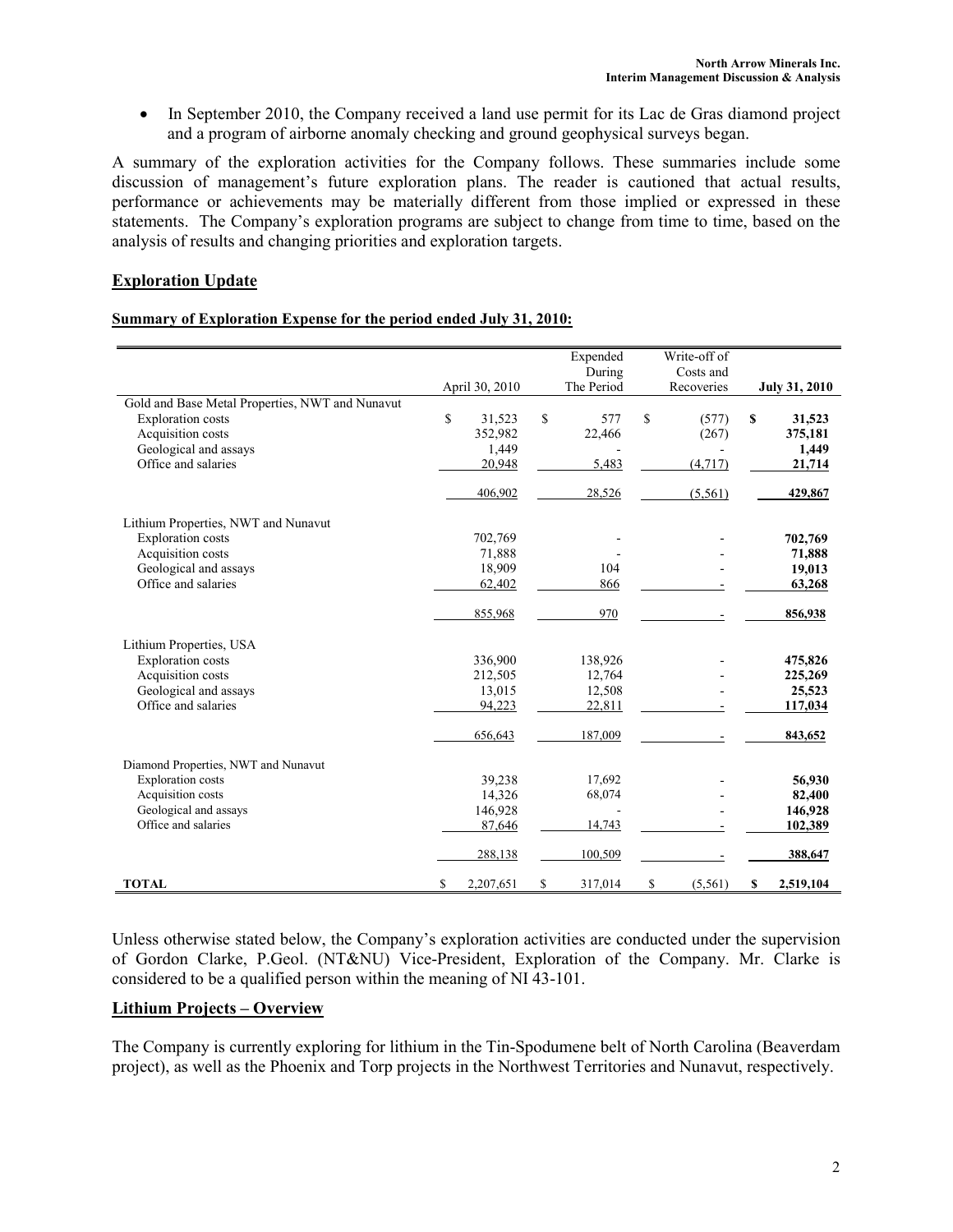- In September 2010, the Company received a land use permit for its Lac de Gras diamond project and a program of airborne anomaly checking and ground geophysical surveys began.

A summary of the exploration activities for the Company follows. These summaries include some discussion of management's future exploration plans. The reader is cautioned that actual results, performance or achievements may be materially different from those implied or expressed in these statements. The Company's exploration programs are subject to change from time to time, based on the analysis of results and changing priorities and exploration targets.

## Exploration Update

**Summary of Exploration Expense for the period ended July 31, 2010:**

| | April 30, 2010 | Expended During The Period | Write-off of Costs and Recoveries | July 31, 2010 |
|---|---|---|---|---|
| Gold and Base Metal Properties, NWT and Nunavut | | | | |
| Exploration costs | $ 31,523 | $ 577 | $ (577) | **$ 31,523** |
| Acquisition costs | 352,982 | 22,466 | (267) | **375,181** |
| Geological and assays | 1,449 | - | - | **1,449** |
| Office and salaries | 20,948 | 5,483 | (4,717) | **21,714** |
| | 406,902 | 28,526 | (5,561) | **429,867** |
| Lithium Properties, NWT and Nunavut | | | | |
| Exploration costs | 702,769 | - | - | **702,769** |
| Acquisition costs | 71,888 | - | - | **71,888** |
| Geological and assays | 18,909 | 104 | - | **19,013** |
| Office and salaries | 62,402 | 866 | - | **63,268** |
| | 855,968 | 970 | - | **856,938** |
| Lithium Properties, USA | | | | |
| Exploration costs | 336,900 | 138,926 | - | **475,826** |
| Acquisition costs | 212,505 | 12,764 | - | **225,269** |
| Geological and assays | 13,015 | 12,508 | - | **25,523** |
| Office and salaries | 94,223 | 22,811 | - | **117,034** |
| | 656,643 | 187,009 | - | **843,652** |
| Diamond Properties, NWT and Nunavut | | | | |
| Exploration costs | 39,238 | 17,692 | - | **56,930** |
| Acquisition costs | 14,326 | 68,074 | - | **82,400** |
| Geological and assays | 146,928 | - | - | **146,928** |
| Office and salaries | 87,646 | 14,743 | - | **102,389** |
| | 288,138 | 100,509 | - | **388,647** |
| **TOTAL** | $ 2,207,651 | $ 317,014 | $ (5,561) | **$ 2,519,104** |

Unless otherwise stated below, the Company's exploration activities are conducted under the supervision of Gordon Clarke, P.Geol. (NT&NU) Vice-President, Exploration of the Company. Mr. Clarke is considered to be a qualified person within the meaning of NI 43-101.

## Lithium Projects – Overview

The Company is currently exploring for lithium in the Tin-Spodumene belt of North Carolina (Beaverdam project), as well as the Phoenix and Torp projects in the Northwest Territories and Nunavut, respectively.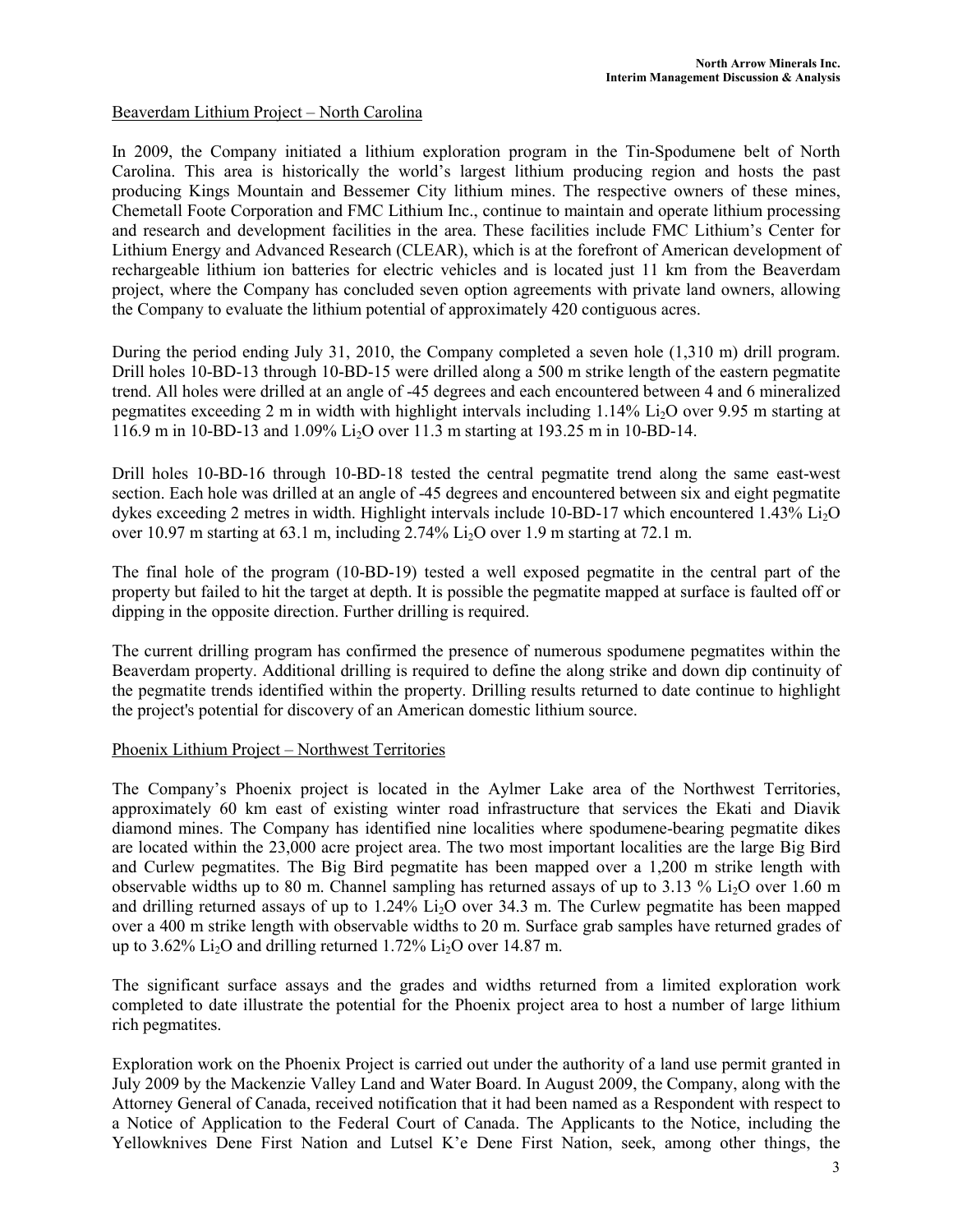## Beaverdam Lithium Project – North Carolina

In 2009, the Company initiated a lithium exploration program in the Tin-Spodumene belt of North Carolina. This area is historically the world's largest lithium producing region and hosts the past producing Kings Mountain and Bessemer City lithium mines. The respective owners of these mines, Chemetall Foote Corporation and FMC Lithium Inc., continue to maintain and operate lithium processing and research and development facilities in the area. These facilities include FMC Lithium's Center for Lithium Energy and Advanced Research (CLEAR), which is at the forefront of American development of rechargeable lithium ion batteries for electric vehicles and is located just 11 km from the Beaverdam project, where the Company has concluded seven option agreements with private land owners, allowing the Company to evaluate the lithium potential of approximately 420 contiguous acres.

During the period ending July 31, 2010, the Company completed a seven hole (1,310 m) drill program. Drill holes 10-BD-13 through 10-BD-15 were drilled along a 500 m strike length of the eastern pegmatite trend. All holes were drilled at an angle of -45 degrees and each encountered between 4 and 6 mineralized pegmatites exceeding 2 m in width with highlight intervals including 1.14% $Li_2O$ over 9.95 m starting at 116.9 m in 10-BD-13 and 1.09% $Li_2O$ over 11.3 m starting at 193.25 m in 10-BD-14.

Drill holes 10-BD-16 through 10-BD-18 tested the central pegmatite trend along the same east-west section. Each hole was drilled at an angle of -45 degrees and encountered between six and eight pegmatite dykes exceeding 2 metres in width. Highlight intervals include 10-BD-17 which encountered 1.43% $Li_2O$ over 10.97 m starting at 63.1 m, including 2.74% $Li_2O$ over 1.9 m starting at 72.1 m.

The final hole of the program (10-BD-19) tested a well exposed pegmatite in the central part of the property but failed to hit the target at depth. It is possible the pegmatite mapped at surface is faulted off or dipping in the opposite direction. Further drilling is required.

The current drilling program has confirmed the presence of numerous spodumene pegmatites within the Beaverdam property. Additional drilling is required to define the along strike and down dip continuity of the pegmatite trends identified within the property. Drilling results returned to date continue to highlight the project's potential for discovery of an American domestic lithium source.

## Phoenix Lithium Project – Northwest Territories

The Company's Phoenix project is located in the Aylmer Lake area of the Northwest Territories, approximately 60 km east of existing winter road infrastructure that services the Ekati and Diavik diamond mines. The Company has identified nine localities where spodumene-bearing pegmatite dikes are located within the 23,000 acre project area. The two most important localities are the large Big Bird and Curlew pegmatites. The Big Bird pegmatite has been mapped over a 1,200 m strike length with observable widths up to 80 m. Channel sampling has returned assays of up to 3.13 % $Li_2O$ over 1.60 m and drilling returned assays of up to 1.24% $Li_2O$ over 34.3 m. The Curlew pegmatite has been mapped over a 400 m strike length with observable widths to 20 m. Surface grab samples have returned grades of up to 3.62% $Li_2O$ and drilling returned 1.72% $Li_2O$ over 14.87 m.

The significant surface assays and the grades and widths returned from a limited exploration work completed to date illustrate the potential for the Phoenix project area to host a number of large lithium rich pegmatites.

Exploration work on the Phoenix Project is carried out under the authority of a land use permit granted in July 2009 by the Mackenzie Valley Land and Water Board. In August 2009, the Company, along with the Attorney General of Canada, received notification that it had been named as a Respondent with respect to a Notice of Application to the Federal Court of Canada. The Applicants to the Notice, including the Yellowknives Dene First Nation and Lutsel K'e Dene First Nation, seek, among other things, the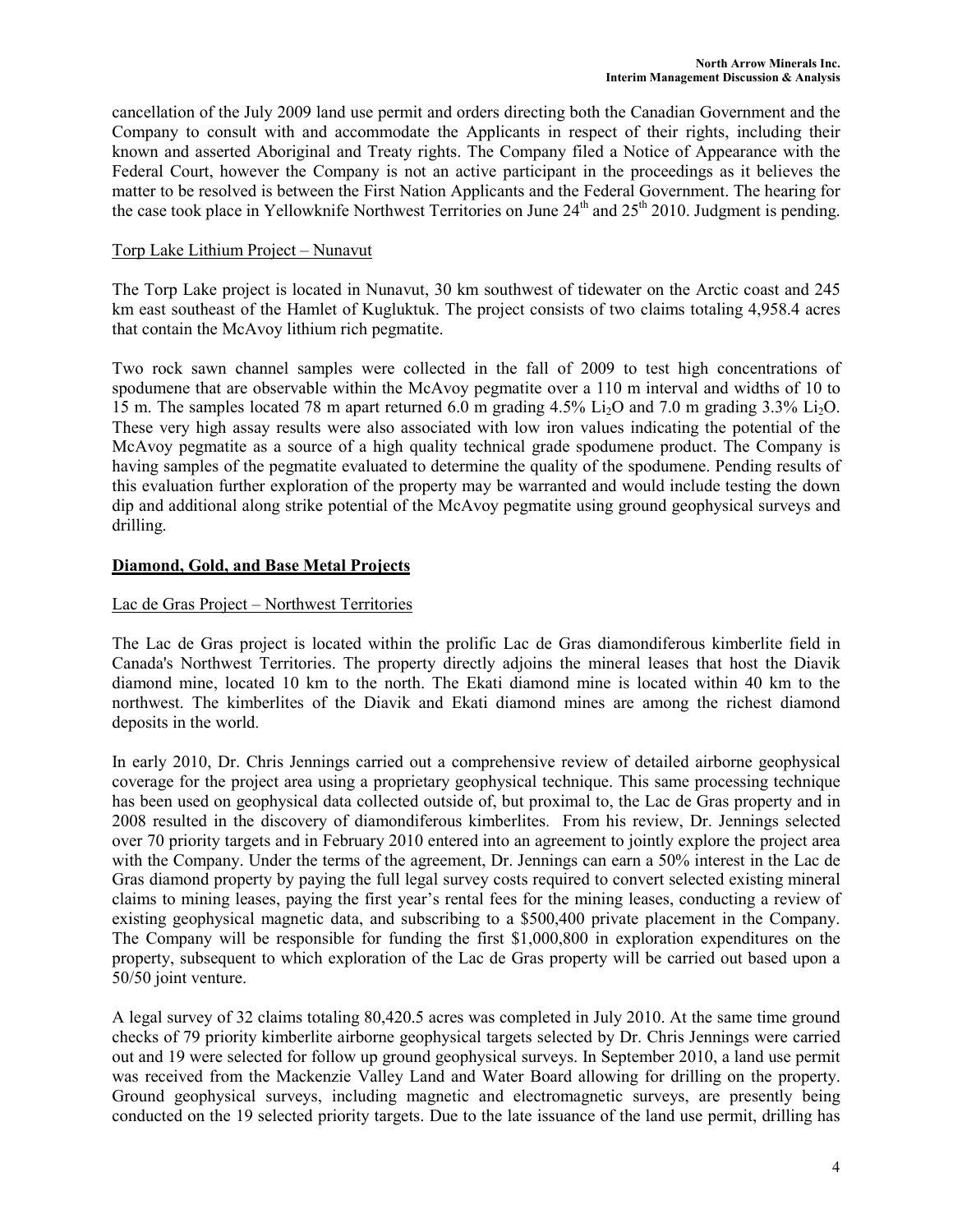cancellation of the July 2009 land use permit and orders directing both the Canadian Government and the Company to consult with and accommodate the Applicants in respect of their rights, including their known and asserted Aboriginal and Treaty rights. The Company filed a Notice of Appearance with the Federal Court, however the Company is not an active participant in the proceedings as it believes the matter to be resolved is between the First Nation Applicants and the Federal Government. The hearing for the case took place in Yellowknife Northwest Territories on June 24th and 25th 2010. Judgment is pending.

Torp Lake Lithium Project – Nunavut

The Torp Lake project is located in Nunavut, 30 km southwest of tidewater on the Arctic coast and 245 km east southeast of the Hamlet of Kugluktuk. The project consists of two claims totaling 4,958.4 acres that contain the McAvoy lithium rich pegmatite.

Two rock sawn channel samples were collected in the fall of 2009 to test high concentrations of spodumene that are observable within the McAvoy pegmatite over a 110 m interval and widths of 10 to 15 m. The samples located 78 m apart returned 6.0 m grading 4.5% $Li_2O$ and 7.0 m grading 3.3% $Li_2O$. These very high assay results were also associated with low iron values indicating the potential of the McAvoy pegmatite as a source of a high quality technical grade spodumene product. The Company is having samples of the pegmatite evaluated to determine the quality of the spodumene. Pending results of this evaluation further exploration of the property may be warranted and would include testing the down dip and additional along strike potential of the McAvoy pegmatite using ground geophysical surveys and drilling.

## Diamond, Gold, and Base Metal Projects

Lac de Gras Project – Northwest Territories

The Lac de Gras project is located within the prolific Lac de Gras diamondiferous kimberlite field in Canada's Northwest Territories. The property directly adjoins the mineral leases that host the Diavik diamond mine, located 10 km to the north. The Ekati diamond mine is located within 40 km to the northwest. The kimberlites of the Diavik and Ekati diamond mines are among the richest diamond deposits in the world.

In early 2010, Dr. Chris Jennings carried out a comprehensive review of detailed airborne geophysical coverage for the project area using a proprietary geophysical technique. This same processing technique has been used on geophysical data collected outside of, but proximal to, the Lac de Gras property and in 2008 resulted in the discovery of diamondiferous kimberlites. From his review, Dr. Jennings selected over 70 priority targets and in February 2010 entered into an agreement to jointly explore the project area with the Company. Under the terms of the agreement, Dr. Jennings can earn a 50% interest in the Lac de Gras diamond property by paying the full legal survey costs required to convert selected existing mineral claims to mining leases, paying the first year's rental fees for the mining leases, conducting a review of existing geophysical magnetic data, and subscribing to a $500,400 private placement in the Company. The Company will be responsible for funding the first $1,000,800 in exploration expenditures on the property, subsequent to which exploration of the Lac de Gras property will be carried out based upon a 50/50 joint venture.

A legal survey of 32 claims totaling 80,420.5 acres was completed in July 2010. At the same time ground checks of 79 priority kimberlite airborne geophysical targets selected by Dr. Chris Jennings were carried out and 19 were selected for follow up ground geophysical surveys. In September 2010, a land use permit was received from the Mackenzie Valley Land and Water Board allowing for drilling on the property. Ground geophysical surveys, including magnetic and electromagnetic surveys, are presently being conducted on the 19 selected priority targets. Due to the late issuance of the land use permit, drilling has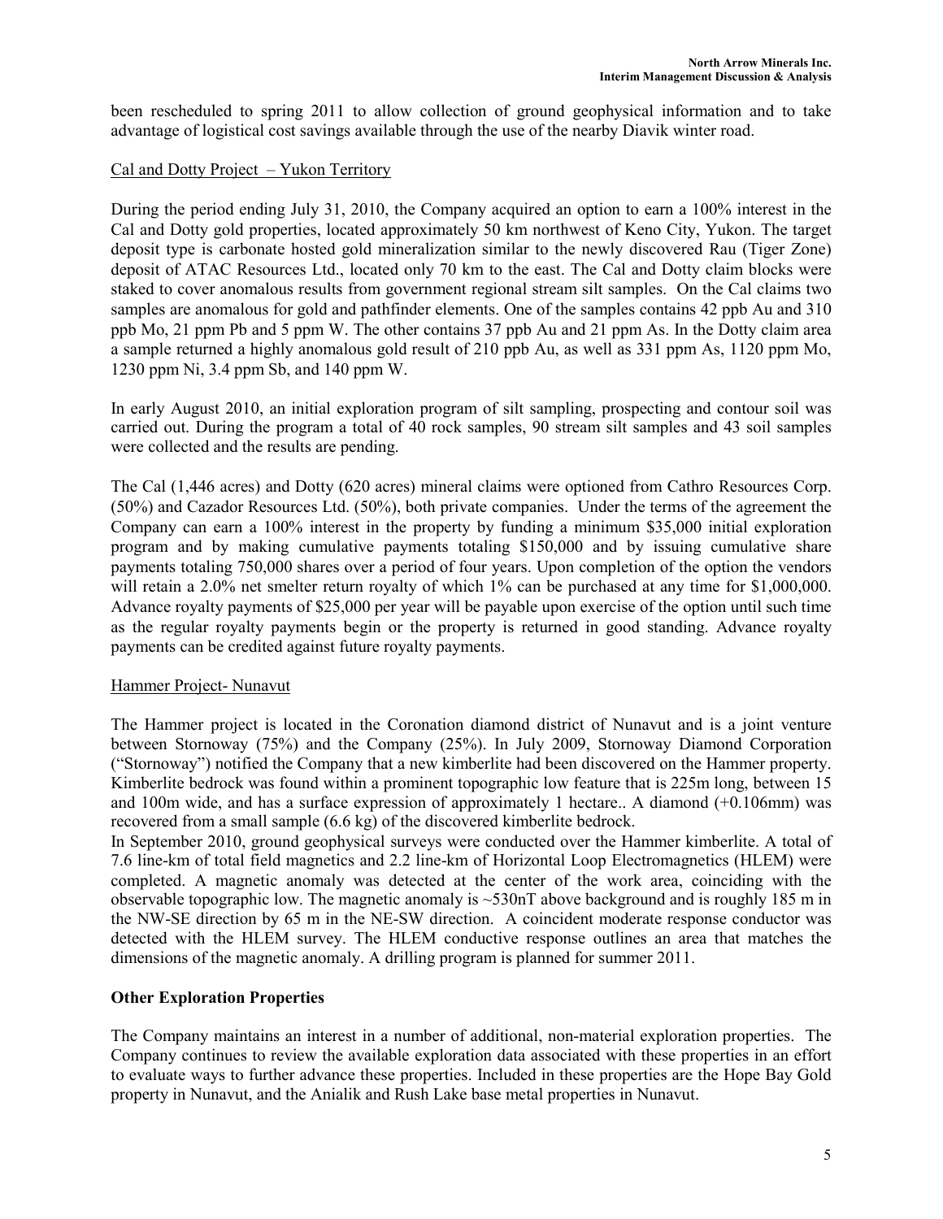been rescheduled to spring 2011 to allow collection of ground geophysical information and to take advantage of logistical cost savings available through the use of the nearby Diavik winter road.

Cal and Dotty Project – Yukon Territory

During the period ending July 31, 2010, the Company acquired an option to earn a 100% interest in the Cal and Dotty gold properties, located approximately 50 km northwest of Keno City, Yukon. The target deposit type is carbonate hosted gold mineralization similar to the newly discovered Rau (Tiger Zone) deposit of ATAC Resources Ltd., located only 70 km to the east. The Cal and Dotty claim blocks were staked to cover anomalous results from government regional stream silt samples. On the Cal claims two samples are anomalous for gold and pathfinder elements. One of the samples contains 42 ppb Au and 310 ppb Mo, 21 ppm Pb and 5 ppm W. The other contains 37 ppb Au and 21 ppm As. In the Dotty claim area a sample returned a highly anomalous gold result of 210 ppb Au, as well as 331 ppm As, 1120 ppm Mo, 1230 ppm Ni, 3.4 ppm Sb, and 140 ppm W.

In early August 2010, an initial exploration program of silt sampling, prospecting and contour soil was carried out. During the program a total of 40 rock samples, 90 stream silt samples and 43 soil samples were collected and the results are pending.

The Cal (1,446 acres) and Dotty (620 acres) mineral claims were optioned from Cathro Resources Corp. (50%) and Cazador Resources Ltd. (50%), both private companies. Under the terms of the agreement the Company can earn a 100% interest in the property by funding a minimum $35,000 initial exploration program and by making cumulative payments totaling $150,000 and by issuing cumulative share payments totaling 750,000 shares over a period of four years. Upon completion of the option the vendors will retain a 2.0% net smelter return royalty of which 1% can be purchased at any time for $1,000,000. Advance royalty payments of $25,000 per year will be payable upon exercise of the option until such time as the regular royalty payments begin or the property is returned in good standing. Advance royalty payments can be credited against future royalty payments.

Hammer Project- Nunavut

The Hammer project is located in the Coronation diamond district of Nunavut and is a joint venture between Stornoway (75%) and the Company (25%). In July 2009, Stornoway Diamond Corporation ("Stornoway") notified the Company that a new kimberlite had been discovered on the Hammer property. Kimberlite bedrock was found within a prominent topographic low feature that is 225m long, between 15 and 100m wide, and has a surface expression of approximately 1 hectare.. A diamond (+0.106mm) was recovered from a small sample (6.6 kg) of the discovered kimberlite bedrock.

In September 2010, ground geophysical surveys were conducted over the Hammer kimberlite. A total of 7.6 line-km of total field magnetics and 2.2 line-km of Horizontal Loop Electromagnetics (HLEM) were completed. A magnetic anomaly was detected at the center of the work area, coinciding with the observable topographic low. The magnetic anomaly is ~530nT above background and is roughly 185 m in the NW-SE direction by 65 m in the NE-SW direction. A coincident moderate response conductor was detected with the HLEM survey. The HLEM conductive response outlines an area that matches the dimensions of the magnetic anomaly. A drilling program is planned for summer 2011.

## Other Exploration Properties

The Company maintains an interest in a number of additional, non-material exploration properties. The Company continues to review the available exploration data associated with these properties in an effort to evaluate ways to further advance these properties. Included in these properties are the Hope Bay Gold property in Nunavut, and the Anialik and Rush Lake base metal properties in Nunavut.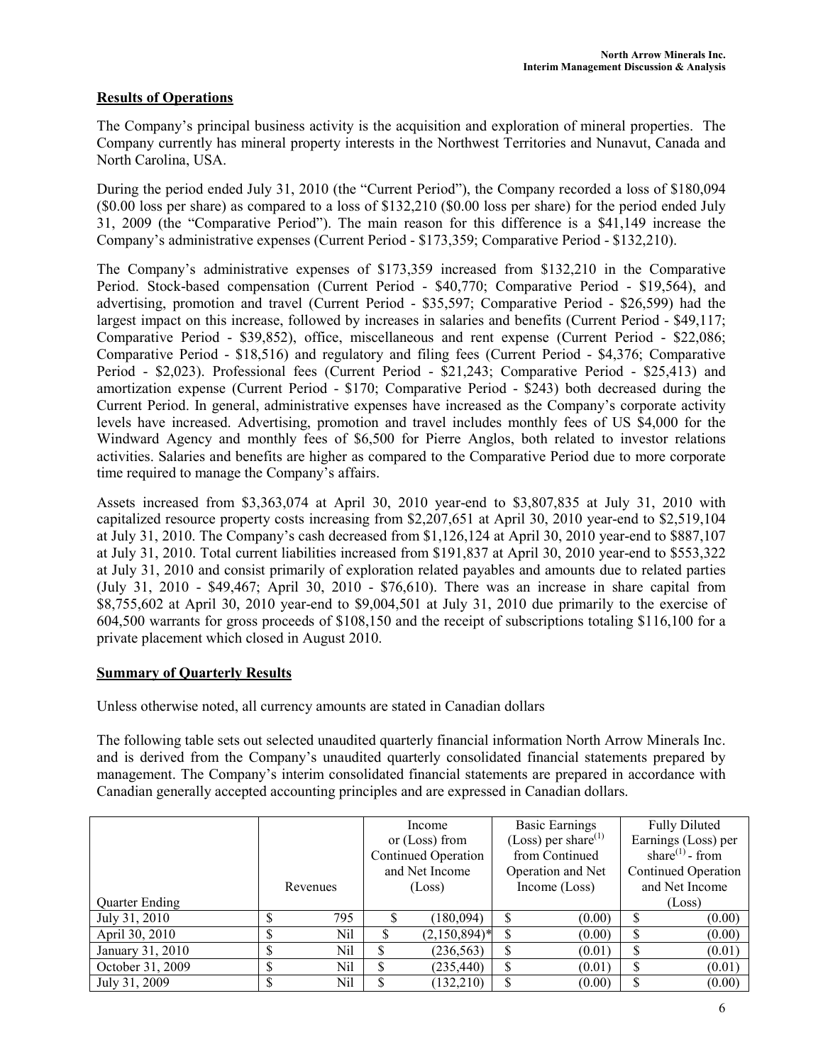## Results of Operations

The Company's principal business activity is the acquisition and exploration of mineral properties. The Company currently has mineral property interests in the Northwest Territories and Nunavut, Canada and North Carolina, USA.

During the period ended July 31, 2010 (the "Current Period"), the Company recorded a loss of $180,094 ($0.00 loss per share) as compared to a loss of $132,210 ($0.00 loss per share) for the period ended July 31, 2009 (the "Comparative Period"). The main reason for this difference is a $41,149 increase the Company's administrative expenses (Current Period - $173,359; Comparative Period - $132,210).

The Company's administrative expenses of $173,359 increased from $132,210 in the Comparative Period. Stock-based compensation (Current Period - $40,770; Comparative Period - $19,564), and advertising, promotion and travel (Current Period - $35,597; Comparative Period - $26,599) had the largest impact on this increase, followed by increases in salaries and benefits (Current Period - $49,117; Comparative Period - $39,852), office, miscellaneous and rent expense (Current Period - $22,086; Comparative Period - $18,516) and regulatory and filing fees (Current Period - $4,376; Comparative Period - $2,023). Professional fees (Current Period - $21,243; Comparative Period - $25,413) and amortization expense (Current Period - $170; Comparative Period - $243) both decreased during the Current Period. In general, administrative expenses have increased as the Company's corporate activity levels have increased. Advertising, promotion and travel includes monthly fees of US $4,000 for the Windward Agency and monthly fees of $6,500 for Pierre Anglos, both related to investor relations activities. Salaries and benefits are higher as compared to the Comparative Period due to more corporate time required to manage the Company's affairs.

Assets increased from $3,363,074 at April 30, 2010 year-end to $3,807,835 at July 31, 2010 with capitalized resource property costs increasing from $2,207,651 at April 30, 2010 year-end to $2,519,104 at July 31, 2010. The Company's cash decreased from $1,126,124 at April 30, 2010 year-end to $887,107 at July 31, 2010. Total current liabilities increased from $191,837 at April 30, 2010 year-end to $553,322 at July 31, 2010 and consist primarily of exploration related payables and amounts due to related parties (July 31, 2010 - $49,467; April 30, 2010 - $76,610). There was an increase in share capital from $8,755,602 at April 30, 2010 year-end to $9,004,501 at July 31, 2010 due primarily to the exercise of 604,500 warrants for gross proceeds of $108,150 and the receipt of subscriptions totaling $116,100 for a private placement which closed in August 2010.

## Summary of Quarterly Results

Unless otherwise noted, all currency amounts are stated in Canadian dollars

The following table sets out selected unaudited quarterly financial information North Arrow Minerals Inc. and is derived from the Company's unaudited quarterly consolidated financial statements prepared by management. The Company's interim consolidated financial statements are prepared in accordance with Canadian generally accepted accounting principles and are expressed in Canadian dollars.

| Quarter Ending | Revenues | Income or (Loss) from Continued Operation and Net Income (Loss) | Basic Earnings (Loss) per share[(1)] from Continued Operation and Net Income (Loss) | Fully Diluted Earnings (Loss) per share[(1)] - from Continued Operation and Net Income (Loss) |
|---|---|---|---|---|
| July 31, 2010 | $ 795 | $ (180,094) | $ (0.00) | $ (0.00) |
| April 30, 2010 | $ Nil | $ (2,150,894)* | $ (0.00) | $ (0.00) |
| January 31, 2010 | $ Nil | $ (236,563) | $ (0.01) | $ (0.01) |
| October 31, 2009 | $ Nil | $ (235,440) | $ (0.01) | $ (0.01) |
| July 31, 2009 | $ Nil | $ (132,210) | $ (0.00) | $ (0.00) |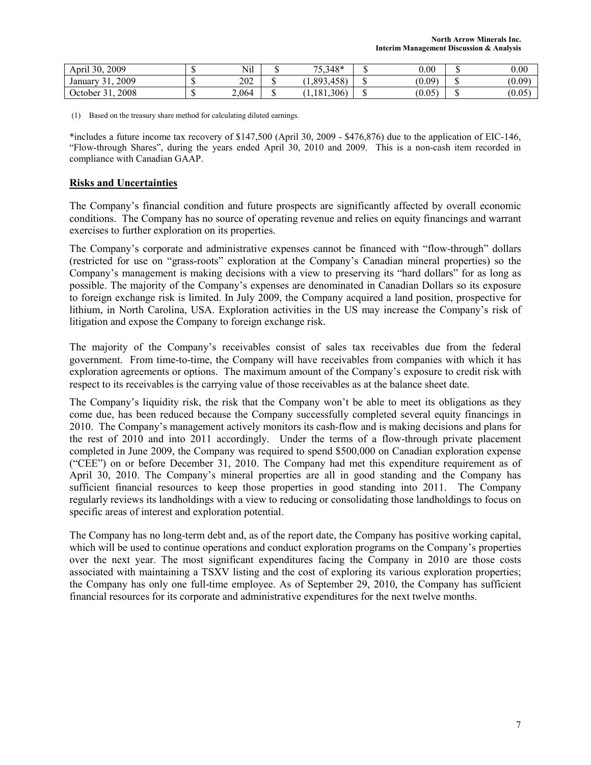| April 30, 2009 | $ | Nil | $ | 75,348* | $ | 0.00 | $ | 0.00 |
|---|---|---|---|---|---|---|---|---|
| January 31, 2009 | $ | 202 | $ | (1,893,458) | $ | (0.09) | $ | (0.09) |
| October 31, 2008 | $ | 2,064 | $ | (1,181,306) | $ | (0.05) | $ | (0.05) |

(1) Based on the treasury share method for calculating diluted earnings.

*includes a future income tax recovery of $147,500 (April 30, 2009 - $476,876) due to the application of EIC-146, "Flow-through Shares", during the years ended April 30, 2010 and 2009. This is a non-cash item recorded in compliance with Canadian GAAP.

## Risks and Uncertainties

The Company's financial condition and future prospects are significantly affected by overall economic conditions. The Company has no source of operating revenue and relies on equity financings and warrant exercises to further exploration on its properties.

The Company's corporate and administrative expenses cannot be financed with "flow-through" dollars (restricted for use on "grass-roots" exploration at the Company's Canadian mineral properties) so the Company's management is making decisions with a view to preserving its "hard dollars" for as long as possible. The majority of the Company's expenses are denominated in Canadian Dollars so its exposure to foreign exchange risk is limited. In July 2009, the Company acquired a land position, prospective for lithium, in North Carolina, USA. Exploration activities in the US may increase the Company's risk of litigation and expose the Company to foreign exchange risk.

The majority of the Company's receivables consist of sales tax receivables due from the federal government. From time-to-time, the Company will have receivables from companies with which it has exploration agreements or options. The maximum amount of the Company's exposure to credit risk with respect to its receivables is the carrying value of those receivables as at the balance sheet date.

The Company's liquidity risk, the risk that the Company won't be able to meet its obligations as they come due, has been reduced because the Company successfully completed several equity financings in 2010. The Company's management actively monitors its cash-flow and is making decisions and plans for the rest of 2010 and into 2011 accordingly. Under the terms of a flow-through private placement completed in June 2009, the Company was required to spend $500,000 on Canadian exploration expense ("CEE") on or before December 31, 2010. The Company had met this expenditure requirement as of April 30, 2010. The Company's mineral properties are all in good standing and the Company has sufficient financial resources to keep those properties in good standing into 2011. The Company regularly reviews its landholdings with a view to reducing or consolidating those landholdings to focus on specific areas of interest and exploration potential.

The Company has no long-term debt and, as of the report date, the Company has positive working capital, which will be used to continue operations and conduct exploration programs on the Company's properties over the next year. The most significant expenditures facing the Company in 2010 are those costs associated with maintaining a TSXV listing and the cost of exploring its various exploration properties; the Company has only one full-time employee. As of September 29, 2010, the Company has sufficient financial resources for its corporate and administrative expenditures for the next twelve months.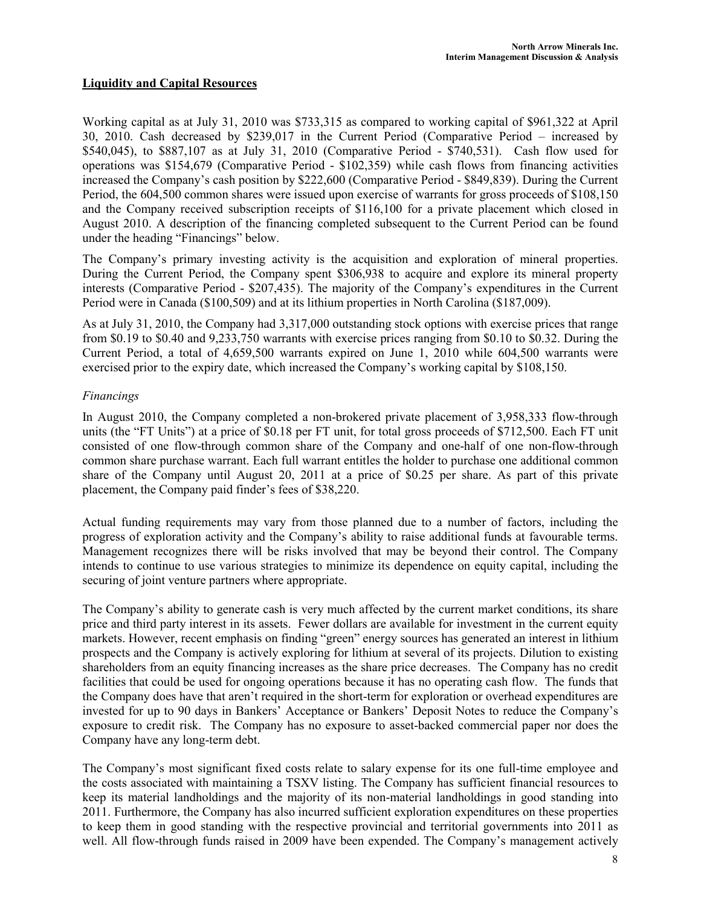## Liquidity and Capital Resources

Working capital as at July 31, 2010 was $733,315 as compared to working capital of $961,322 at April 30, 2010. Cash decreased by $239,017 in the Current Period (Comparative Period – increased by $540,045), to $887,107 as at July 31, 2010 (Comparative Period - $740,531). Cash flow used for operations was $154,679 (Comparative Period - $102,359) while cash flows from financing activities increased the Company's cash position by $222,600 (Comparative Period - $849,839). During the Current Period, the 604,500 common shares were issued upon exercise of warrants for gross proceeds of $108,150 and the Company received subscription receipts of $116,100 for a private placement which closed in August 2010. A description of the financing completed subsequent to the Current Period can be found under the heading "Financings" below.

The Company's primary investing activity is the acquisition and exploration of mineral properties. During the Current Period, the Company spent $306,938 to acquire and explore its mineral property interests (Comparative Period - $207,435). The majority of the Company's expenditures in the Current Period were in Canada ($100,509) and at its lithium properties in North Carolina ($187,009).

As at July 31, 2010, the Company had 3,317,000 outstanding stock options with exercise prices that range from $0.19 to $0.40 and 9,233,750 warrants with exercise prices ranging from $0.10 to $0.32. During the Current Period, a total of 4,659,500 warrants expired on June 1, 2010 while 604,500 warrants were exercised prior to the expiry date, which increased the Company's working capital by $108,150.

*Financings*

In August 2010, the Company completed a non-brokered private placement of 3,958,333 flow-through units (the "FT Units") at a price of $0.18 per FT unit, for total gross proceeds of $712,500. Each FT unit consisted of one flow-through common share of the Company and one-half of one non-flow-through common share purchase warrant. Each full warrant entitles the holder to purchase one additional common share of the Company until August 20, 2011 at a price of $0.25 per share. As part of this private placement, the Company paid finder's fees of $38,220.

Actual funding requirements may vary from those planned due to a number of factors, including the progress of exploration activity and the Company's ability to raise additional funds at favourable terms. Management recognizes there will be risks involved that may be beyond their control. The Company intends to continue to use various strategies to minimize its dependence on equity capital, including the securing of joint venture partners where appropriate.

The Company's ability to generate cash is very much affected by the current market conditions, its share price and third party interest in its assets. Fewer dollars are available for investment in the current equity markets. However, recent emphasis on finding "green" energy sources has generated an interest in lithium prospects and the Company is actively exploring for lithium at several of its projects. Dilution to existing shareholders from an equity financing increases as the share price decreases. The Company has no credit facilities that could be used for ongoing operations because it has no operating cash flow. The funds that the Company does have that aren't required in the short-term for exploration or overhead expenditures are invested for up to 90 days in Bankers' Acceptance or Bankers' Deposit Notes to reduce the Company's exposure to credit risk. The Company has no exposure to asset-backed commercial paper nor does the Company have any long-term debt.

The Company's most significant fixed costs relate to salary expense for its one full-time employee and the costs associated with maintaining a TSXV listing. The Company has sufficient financial resources to keep its material landholdings and the majority of its non-material landholdings in good standing into 2011. Furthermore, the Company has also incurred sufficient exploration expenditures on these properties to keep them in good standing with the respective provincial and territorial governments into 2011 as well. All flow-through funds raised in 2009 have been expended. The Company's management actively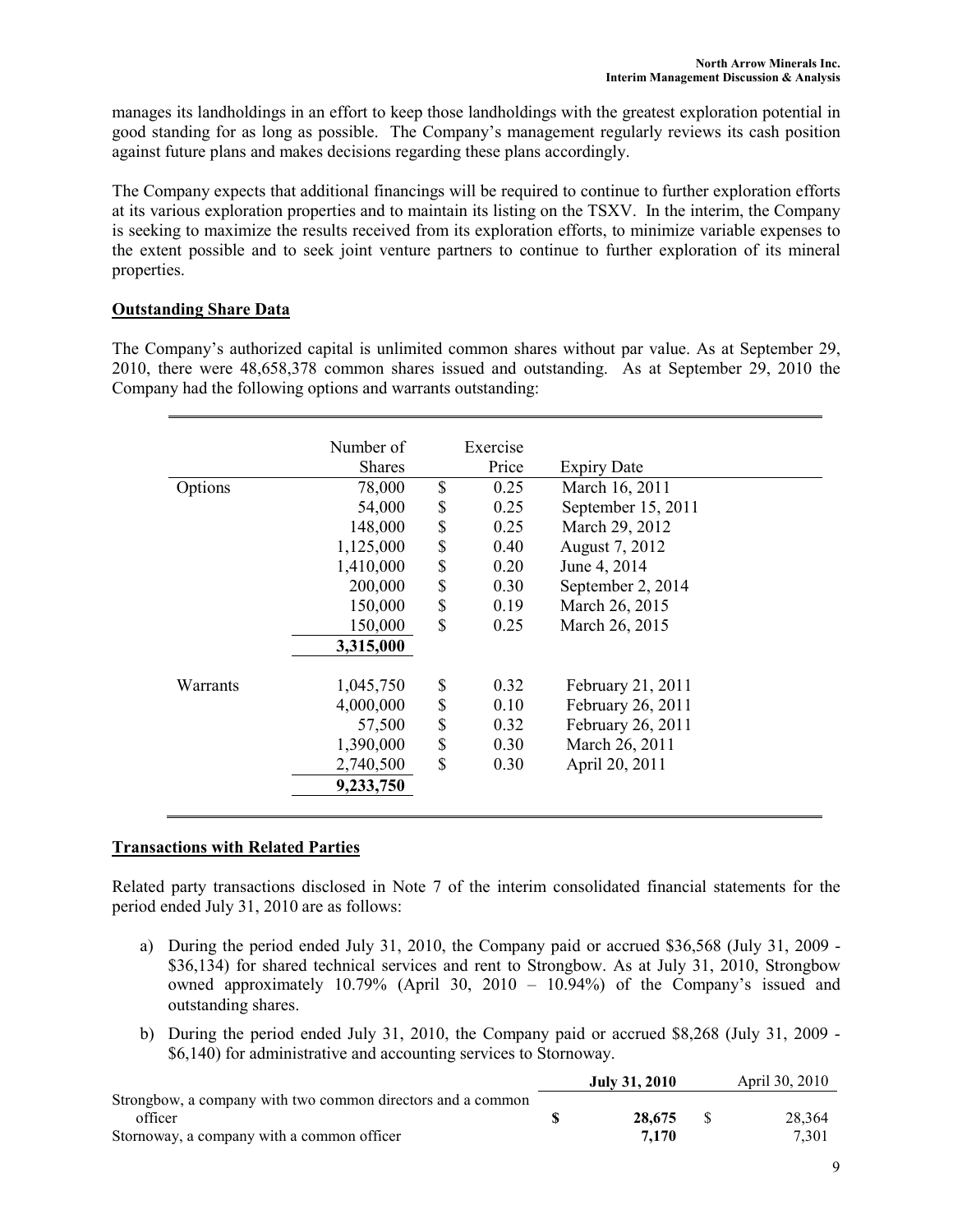manages its landholdings in an effort to keep those landholdings with the greatest exploration potential in good standing for as long as possible. The Company's management regularly reviews its cash position against future plans and makes decisions regarding these plans accordingly.

The Company expects that additional financings will be required to continue to further exploration efforts at its various exploration properties and to maintain its listing on the TSXV. In the interim, the Company is seeking to maximize the results received from its exploration efforts, to minimize variable expenses to the extent possible and to seek joint venture partners to continue to further exploration of its mineral properties.

## Outstanding Share Data

The Company's authorized capital is unlimited common shares without par value. As at September 29, 2010, there were 48,658,378 common shares issued and outstanding. As at September 29, 2010 the Company had the following options and warrants outstanding:

| | Number of Shares | Exercise Price | Expiry Date |
|---|---|---|---|
| Options | 78,000 | $ 0.25 | March 16, 2011 |
| | 54,000 | $ 0.25 | September 15, 2011 |
| | 148,000 | $ 0.25 | March 29, 2012 |
| | 1,125,000 | $ 0.40 | August 7, 2012 |
| | 1,410,000 | $ 0.20 | June 4, 2014 |
| | 200,000 | $ 0.30 | September 2, 2014 |
| | 150,000 | $ 0.19 | March 26, 2015 |
| | 150,000 | $ 0.25 | March 26, 2015 |
| | **3,315,000** | | |
| Warrants | 1,045,750 | $ 0.32 | February 21, 2011 |
| | 4,000,000 | $ 0.10 | February 26, 2011 |
| | 57,500 | $ 0.32 | February 26, 2011 |
| | 1,390,000 | $ 0.30 | March 26, 2011 |
| | 2,740,500 | $ 0.30 | April 20, 2011 |
| | **9,233,750** | | |

## Transactions with Related Parties

Related party transactions disclosed in Note 7 of the interim consolidated financial statements for the period ended July 31, 2010 are as follows:

a) During the period ended July 31, 2010, the Company paid or accrued $36,568 (July 31, 2009 - $36,134) for shared technical services and rent to Strongbow. As at July 31, 2010, Strongbow owned approximately 10.79% (April 30, 2010 – 10.94%) of the Company's issued and outstanding shares.

b) During the period ended July 31, 2010, the Company paid or accrued $8,268 (July 31, 2009 - $6,140) for administrative and accounting services to Stornoway.

| | **July 31, 2010** | April 30, 2010 |
|---|---|---|
| Strongbow, a company with two common directors and a common officer | **$ 28,675** | $ 28,364 |
| Stornoway, a company with a common officer | **7,170** | 7,301 |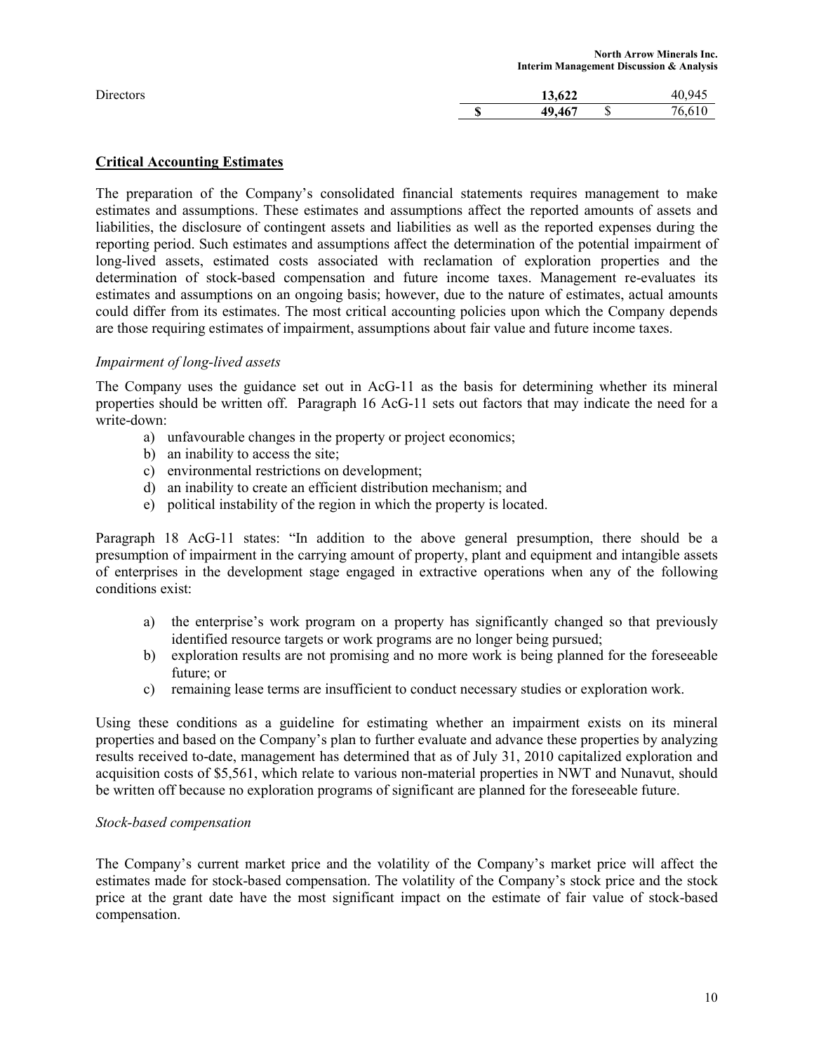| | | | | |
|---|---|---|---|---|
| Directors | | **13,622** | | 40,945 |
| | **$** | **49,467** | $ | 76,610 |

## Critical Accounting Estimates

The preparation of the Company's consolidated financial statements requires management to make estimates and assumptions. These estimates and assumptions affect the reported amounts of assets and liabilities, the disclosure of contingent assets and liabilities as well as the reported expenses during the reporting period. Such estimates and assumptions affect the determination of the potential impairment of long-lived assets, estimated costs associated with reclamation of exploration properties and the determination of stock-based compensation and future income taxes. Management re-evaluates its estimates and assumptions on an ongoing basis; however, due to the nature of estimates, actual amounts could differ from its estimates. The most critical accounting policies upon which the Company depends are those requiring estimates of impairment, assumptions about fair value and future income taxes.

*Impairment of long-lived assets*

The Company uses the guidance set out in AcG-11 as the basis for determining whether its mineral properties should be written off. Paragraph 16 AcG-11 sets out factors that may indicate the need for a write-down:

a) unfavourable changes in the property or project economics;
b) an inability to access the site;
c) environmental restrictions on development;
d) an inability to create an efficient distribution mechanism; and
e) political instability of the region in which the property is located.

Paragraph 18 AcG-11 states: "In addition to the above general presumption, there should be a presumption of impairment in the carrying amount of property, plant and equipment and intangible assets of enterprises in the development stage engaged in extractive operations when any of the following conditions exist:

a) the enterprise's work program on a property has significantly changed so that previously identified resource targets or work programs are no longer being pursued;
b) exploration results are not promising and no more work is being planned for the foreseeable future; or
c) remaining lease terms are insufficient to conduct necessary studies or exploration work.

Using these conditions as a guideline for estimating whether an impairment exists on its mineral properties and based on the Company's plan to further evaluate and advance these properties by analyzing results received to-date, management has determined that as of July 31, 2010 capitalized exploration and acquisition costs of $5,561, which relate to various non-material properties in NWT and Nunavut, should be written off because no exploration programs of significant are planned for the foreseeable future.

*Stock-based compensation*

The Company's current market price and the volatility of the Company's market price will affect the estimates made for stock-based compensation. The volatility of the Company's stock price and the stock price at the grant date have the most significant impact on the estimate of fair value of stock-based compensation.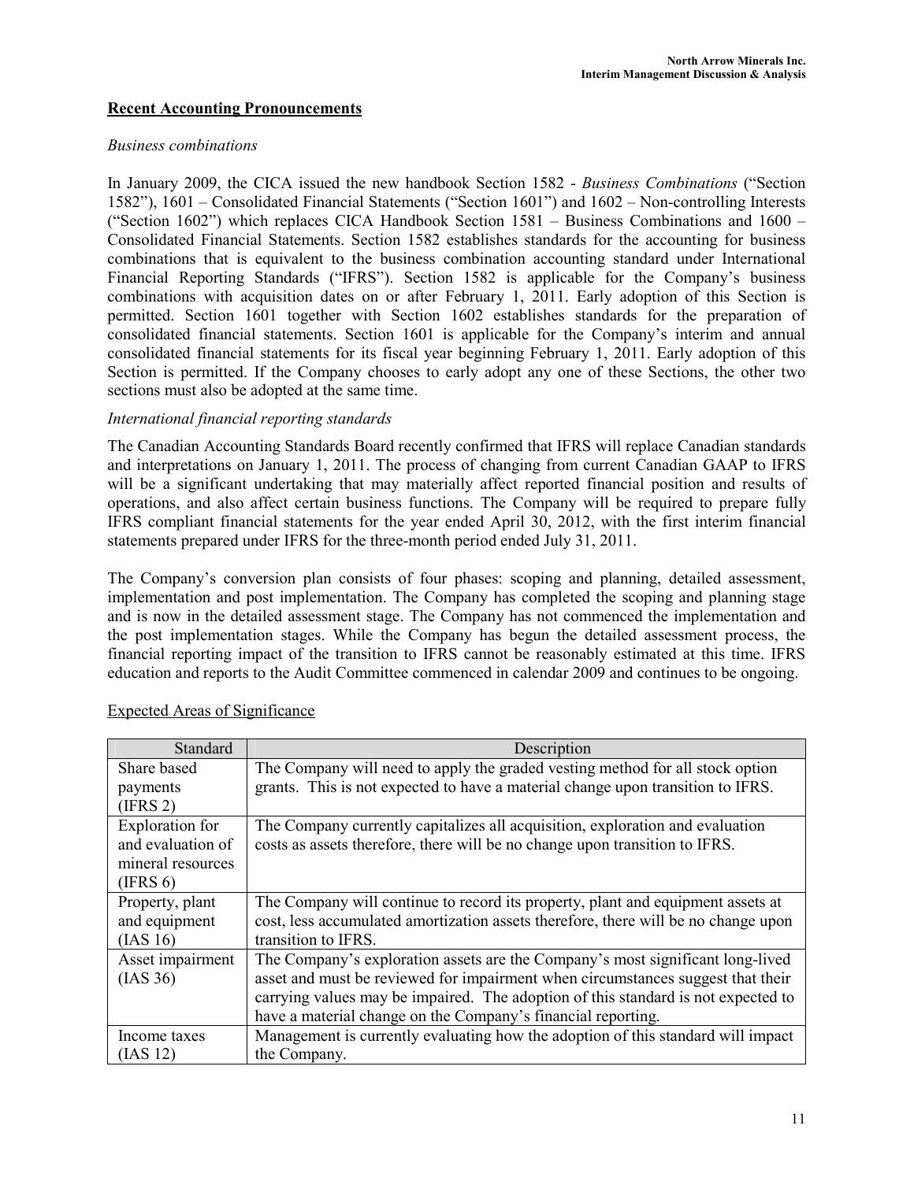## Recent Accounting Pronouncements

*Business combinations*

In January 2009, the CICA issued the new handbook Section 1582 - *Business Combinations* ("Section 1582"), 1601 – Consolidated Financial Statements ("Section 1601") and 1602 – Non-controlling Interests ("Section 1602") which replaces CICA Handbook Section 1581 – Business Combinations and 1600 – Consolidated Financial Statements. Section 1582 establishes standards for the accounting for business combinations that is equivalent to the business combination accounting standard under International Financial Reporting Standards ("IFRS"). Section 1582 is applicable for the Company's business combinations with acquisition dates on or after February 1, 2011. Early adoption of this Section is permitted. Section 1601 together with Section 1602 establishes standards for the preparation of consolidated financial statements. Section 1601 is applicable for the Company's interim and annual consolidated financial statements for its fiscal year beginning February 1, 2011. Early adoption of this Section is permitted. If the Company chooses to early adopt any one of these Sections, the other two sections must also be adopted at the same time.

*International financial reporting standards*

The Canadian Accounting Standards Board recently confirmed that IFRS will replace Canadian standards and interpretations on January 1, 2011. The process of changing from current Canadian GAAP to IFRS will be a significant undertaking that may materially affect reported financial position and results of operations, and also affect certain business functions. The Company will be required to prepare fully IFRS compliant financial statements for the year ended April 30, 2012, with the first interim financial statements prepared under IFRS for the three-month period ended July 31, 2011.

The Company's conversion plan consists of four phases: scoping and planning, detailed assessment, implementation and post implementation. The Company has completed the scoping and planning stage and is now in the detailed assessment stage. The Company has not commenced the implementation and the post implementation stages. While the Company has begun the detailed assessment process, the financial reporting impact of the transition to IFRS cannot be reasonably estimated at this time. IFRS education and reports to the Audit Committee commenced in calendar 2009 and continues to be ongoing.

Expected Areas of Significance

| Standard | Description |
|---|---|
| Share based payments (IFRS 2) | The Company will need to apply the graded vesting method for all stock option grants. This is not expected to have a material change upon transition to IFRS. |
| Exploration for and evaluation of mineral resources (IFRS 6) | The Company currently capitalizes all acquisition, exploration and evaluation costs as assets therefore, there will be no change upon transition to IFRS. |
| Property, plant and equipment (IAS 16) | The Company will continue to record its property, plant and equipment assets at cost, less accumulated amortization assets therefore, there will be no change upon transition to IFRS. |
| Asset impairment (IAS 36) | The Company's exploration assets are the Company's most significant long-lived asset and must be reviewed for impairment when circumstances suggest that their carrying values may be impaired. The adoption of this standard is not expected to have a material change on the Company's financial reporting. |
| Income taxes (IAS 12) | Management is currently evaluating how the adoption of this standard will impact the Company. |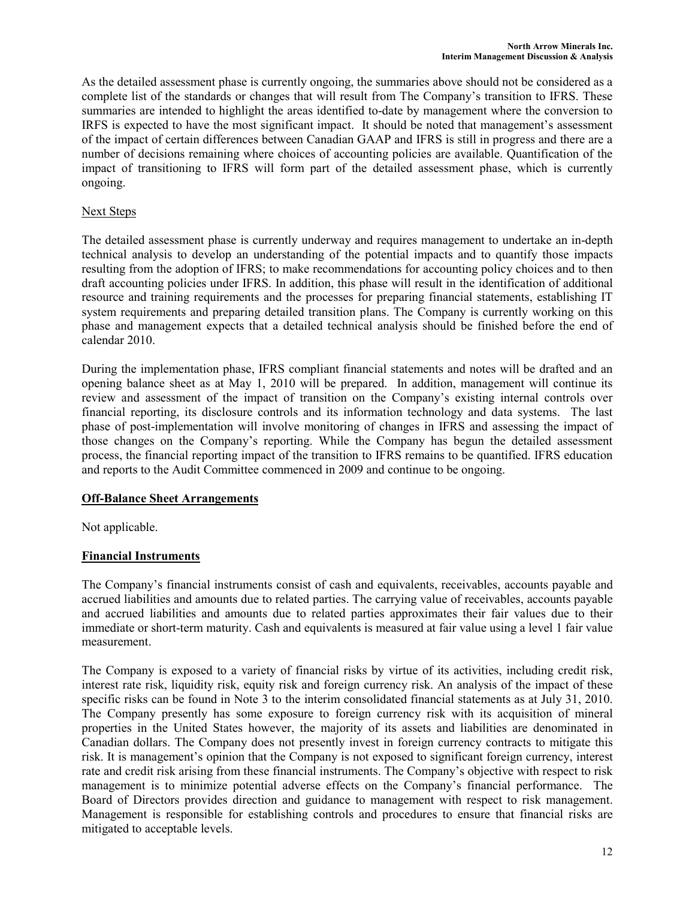As the detailed assessment phase is currently ongoing, the summaries above should not be considered as a complete list of the standards or changes that will result from The Company's transition to IFRS. These summaries are intended to highlight the areas identified to-date by management where the conversion to IRFS is expected to have the most significant impact. It should be noted that management's assessment of the impact of certain differences between Canadian GAAP and IFRS is still in progress and there are a number of decisions remaining where choices of accounting policies are available. Quantification of the impact of transitioning to IFRS will form part of the detailed assessment phase, which is currently ongoing.

Next Steps

The detailed assessment phase is currently underway and requires management to undertake an in-depth technical analysis to develop an understanding of the potential impacts and to quantify those impacts resulting from the adoption of IFRS; to make recommendations for accounting policy choices and to then draft accounting policies under IFRS. In addition, this phase will result in the identification of additional resource and training requirements and the processes for preparing financial statements, establishing IT system requirements and preparing detailed transition plans. The Company is currently working on this phase and management expects that a detailed technical analysis should be finished before the end of calendar 2010.

During the implementation phase, IFRS compliant financial statements and notes will be drafted and an opening balance sheet as at May 1, 2010 will be prepared. In addition, management will continue its review and assessment of the impact of transition on the Company's existing internal controls over financial reporting, its disclosure controls and its information technology and data systems. The last phase of post-implementation will involve monitoring of changes in IFRS and assessing the impact of those changes on the Company's reporting. While the Company has begun the detailed assessment process, the financial reporting impact of the transition to IFRS remains to be quantified. IFRS education and reports to the Audit Committee commenced in 2009 and continue to be ongoing.

## Off-Balance Sheet Arrangements

Not applicable.

## Financial Instruments

The Company's financial instruments consist of cash and equivalents, receivables, accounts payable and accrued liabilities and amounts due to related parties. The carrying value of receivables, accounts payable and accrued liabilities and amounts due to related parties approximates their fair values due to their immediate or short-term maturity. Cash and equivalents is measured at fair value using a level 1 fair value measurement.

The Company is exposed to a variety of financial risks by virtue of its activities, including credit risk, interest rate risk, liquidity risk, equity risk and foreign currency risk. An analysis of the impact of these specific risks can be found in Note 3 to the interim consolidated financial statements as at July 31, 2010. The Company presently has some exposure to foreign currency risk with its acquisition of mineral properties in the United States however, the majority of its assets and liabilities are denominated in Canadian dollars. The Company does not presently invest in foreign currency contracts to mitigate this risk. It is management's opinion that the Company is not exposed to significant foreign currency, interest rate and credit risk arising from these financial instruments. The Company's objective with respect to risk management is to minimize potential adverse effects on the Company's financial performance. The Board of Directors provides direction and guidance to management with respect to risk management. Management is responsible for establishing controls and procedures to ensure that financial risks are mitigated to acceptable levels.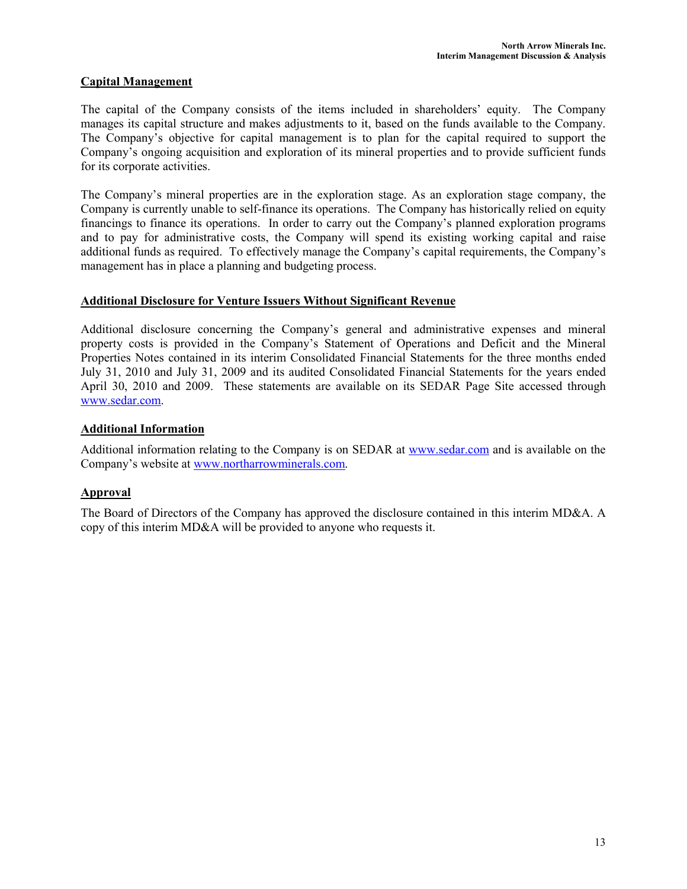## Capital Management

The capital of the Company consists of the items included in shareholders' equity. The Company manages its capital structure and makes adjustments to it, based on the funds available to the Company. The Company's objective for capital management is to plan for the capital required to support the Company's ongoing acquisition and exploration of its mineral properties and to provide sufficient funds for its corporate activities.

The Company's mineral properties are in the exploration stage. As an exploration stage company, the Company is currently unable to self-finance its operations. The Company has historically relied on equity financings to finance its operations. In order to carry out the Company's planned exploration programs and to pay for administrative costs, the Company will spend its existing working capital and raise additional funds as required. To effectively manage the Company's capital requirements, the Company's management has in place a planning and budgeting process.

## Additional Disclosure for Venture Issuers Without Significant Revenue

Additional disclosure concerning the Company's general and administrative expenses and mineral property costs is provided in the Company's Statement of Operations and Deficit and the Mineral Properties Notes contained in its interim Consolidated Financial Statements for the three months ended July 31, 2010 and July 31, 2009 and its audited Consolidated Financial Statements for the years ended April 30, 2010 and 2009. These statements are available on its SEDAR Page Site accessed through www.sedar.com.

## Additional Information

Additional information relating to the Company is on SEDAR at www.sedar.com and is available on the Company's website at www.northarrowminerals.com.

## Approval

The Board of Directors of the Company has approved the disclosure contained in this interim MD&A. A copy of this interim MD&A will be provided to anyone who requests it.